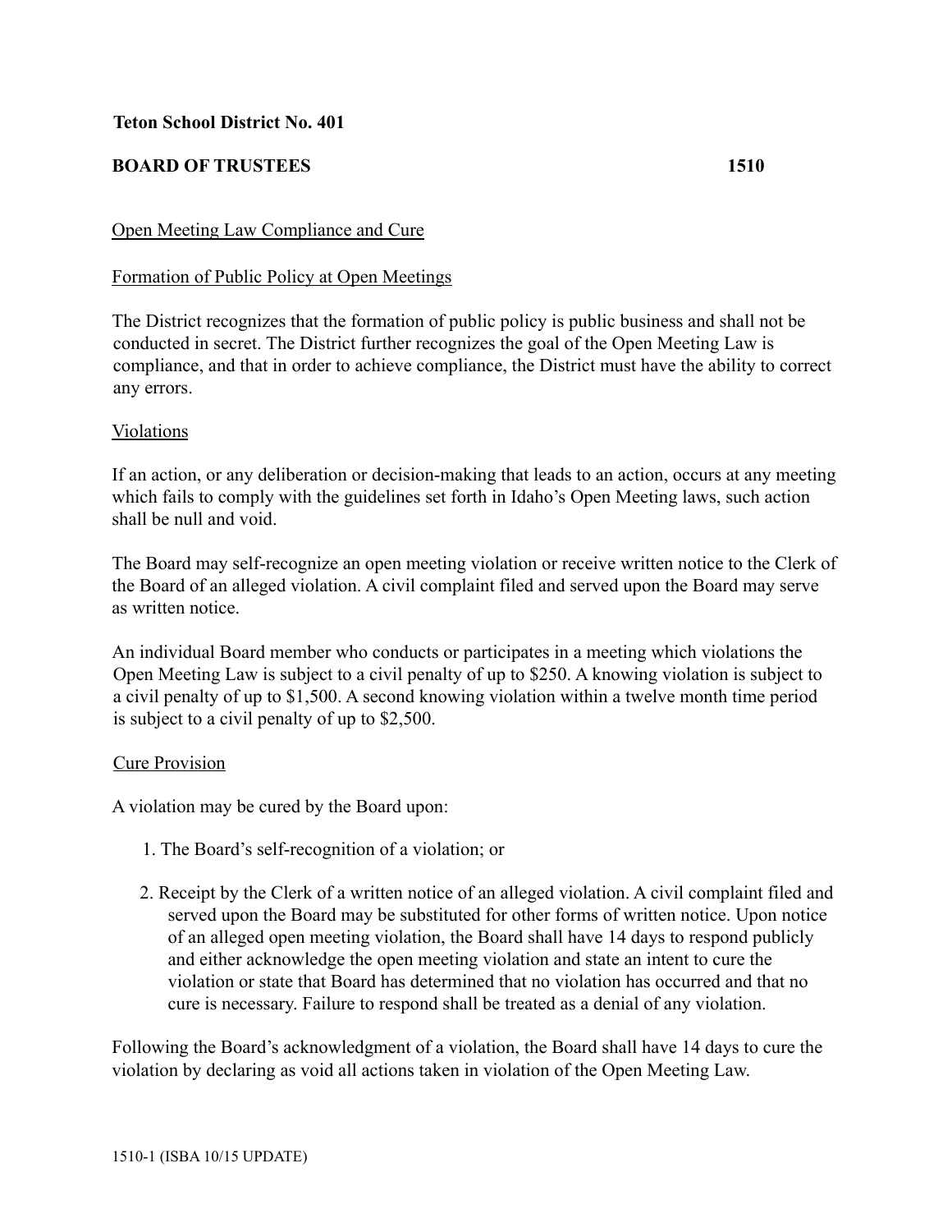**Teton School District No. 401**

**BOARD OF TRUSTEES 1510**

Open Meeting Law Compliance and Cure

Formation of Public Policy at Open Meetings

The District recognizes that the formation of public policy is public business and shall not be conducted in secret. The District further recognizes the goal of the Open Meeting Law is compliance, and that in order to achieve compliance, the District must have the ability to correct any errors.

Violations

If an action, or any deliberation or decision-making that leads to an action, occurs at any meeting which fails to comply with the guidelines set forth in Idaho's Open Meeting laws, such action shall be null and void.

The Board may self-recognize an open meeting violation or receive written notice to the Clerk of the Board of an alleged violation. A civil complaint filed and served upon the Board may serve as written notice.

An individual Board member who conducts or participates in a meeting which violations the Open Meeting Law is subject to a civil penalty of up to $250. A knowing violation is subject to a civil penalty of up to $1,500. A second knowing violation within a twelve month time period is subject to a civil penalty of up to $2,500.

Cure Provision

A violation may be cured by the Board upon:

1. The Board's self-recognition of a violation; or
2. Receipt by the Clerk of a written notice of an alleged violation. A civil complaint filed and served upon the Board may be substituted for other forms of written notice. Upon notice of an alleged open meeting violation, the Board shall have 14 days to respond publicly and either acknowledge the open meeting violation and state an intent to cure the violation or state that Board has determined that no violation has occurred and that no cure is necessary. Failure to respond shall be treated as a denial of any violation.

Following the Board's acknowledgment of a violation, the Board shall have 14 days to cure the violation by declaring as void all actions taken in violation of the Open Meeting Law.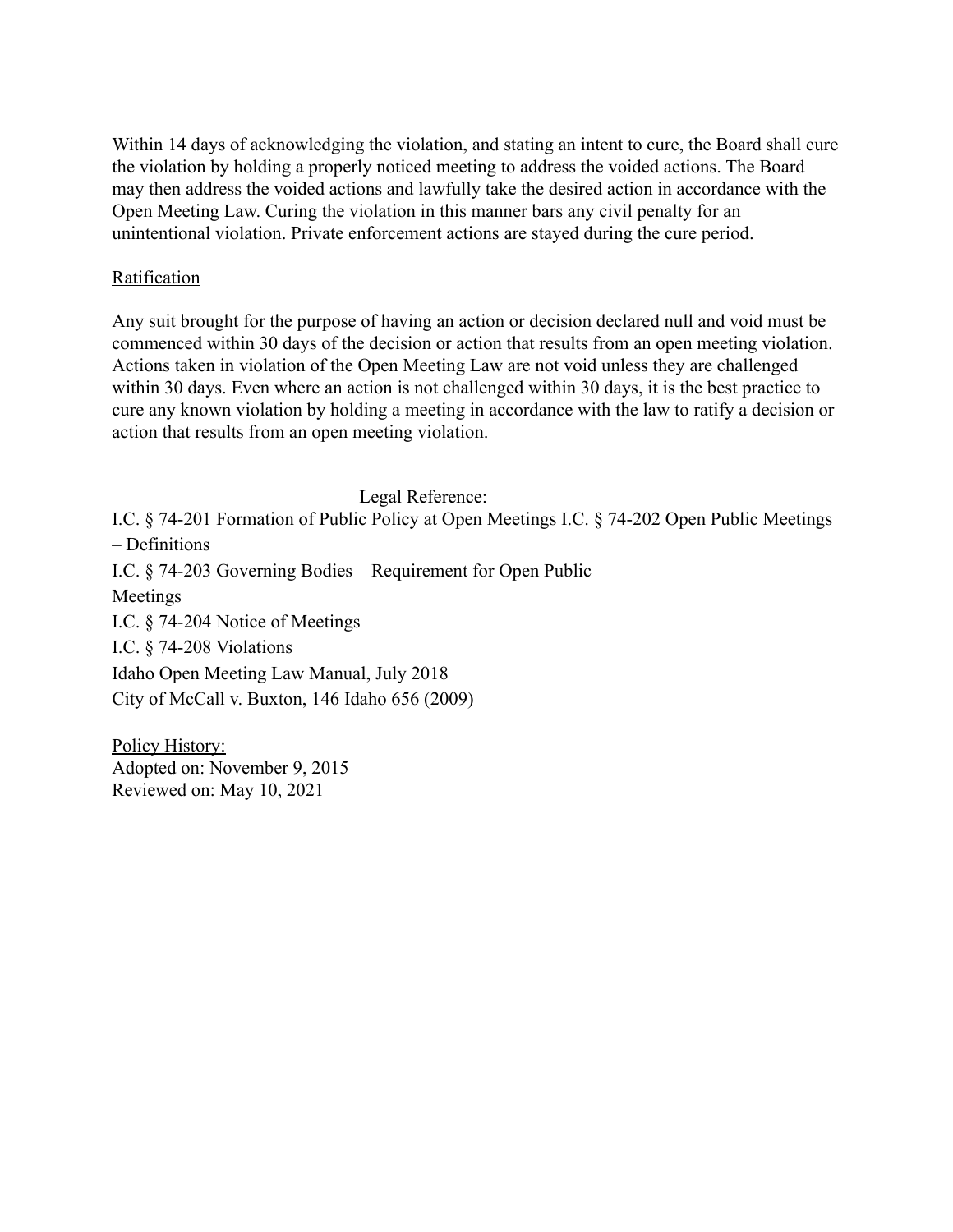Within 14 days of acknowledging the violation, and stating an intent to cure, the Board shall cure the violation by holding a properly noticed meeting to address the voided actions. The Board may then address the voided actions and lawfully take the desired action in accordance with the Open Meeting Law. Curing the violation in this manner bars any civil penalty for an unintentional violation. Private enforcement actions are stayed during the cure period.

Ratification

Any suit brought for the purpose of having an action or decision declared null and void must be commenced within 30 days of the decision or action that results from an open meeting violation. Actions taken in violation of the Open Meeting Law are not void unless they are challenged within 30 days. Even where an action is not challenged within 30 days, it is the best practice to cure any known violation by holding a meeting in accordance with the law to ratify a decision or action that results from an open meeting violation.

Legal Reference:

I.C. § 74-201 Formation of Public Policy at Open Meetings I.C. § 74-202 Open Public Meetings – Definitions

I.C. § 74-203 Governing Bodies—Requirement for Open Public Meetings

I.C. § 74-204 Notice of Meetings

I.C. § 74-208 Violations

Idaho Open Meeting Law Manual, July 2018

City of McCall v. Buxton, 146 Idaho 656 (2009)

Policy History:

Adopted on: November 9, 2015

Reviewed on: May 10, 2021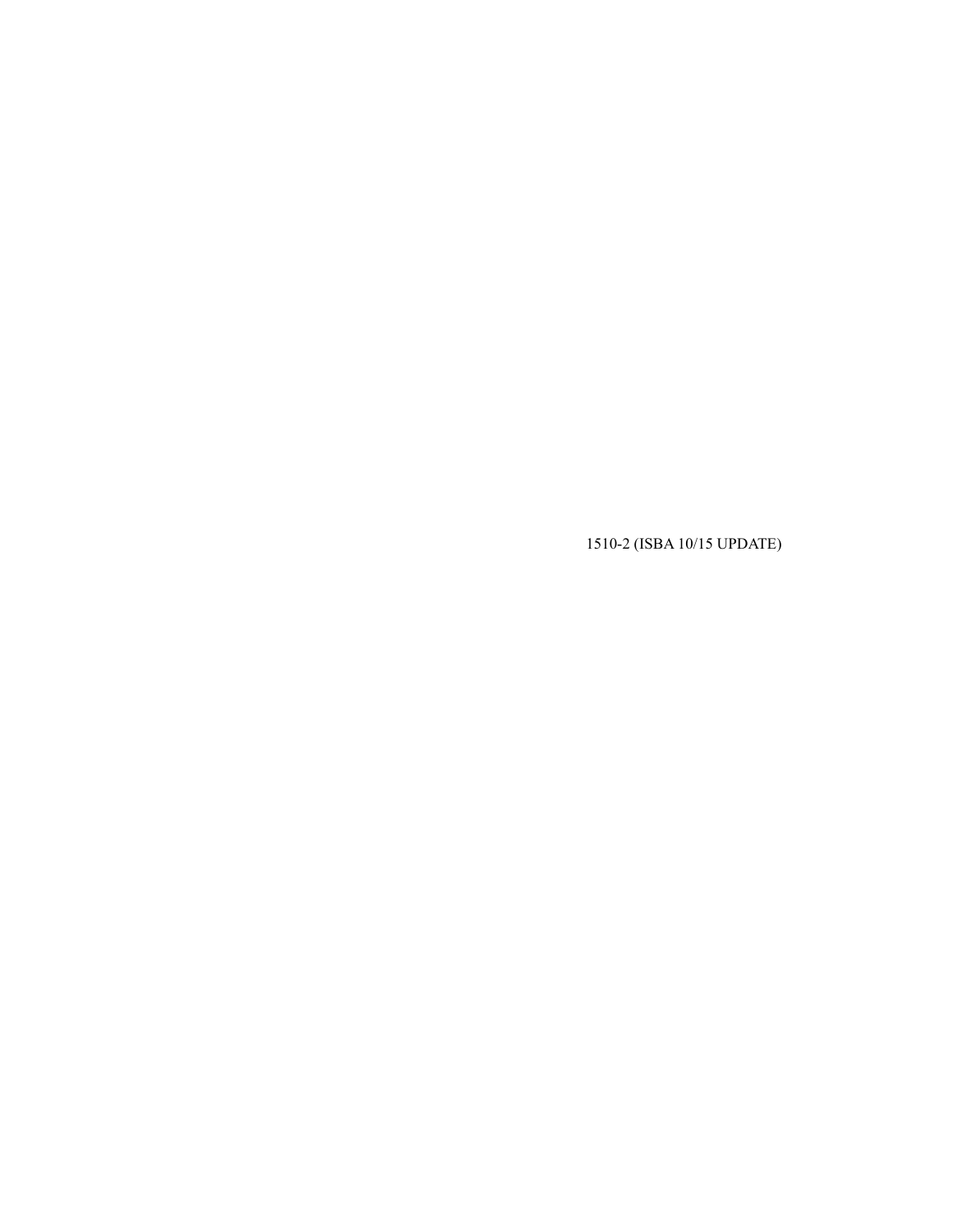1510-2 (ISBA 10/15 UPDATE)